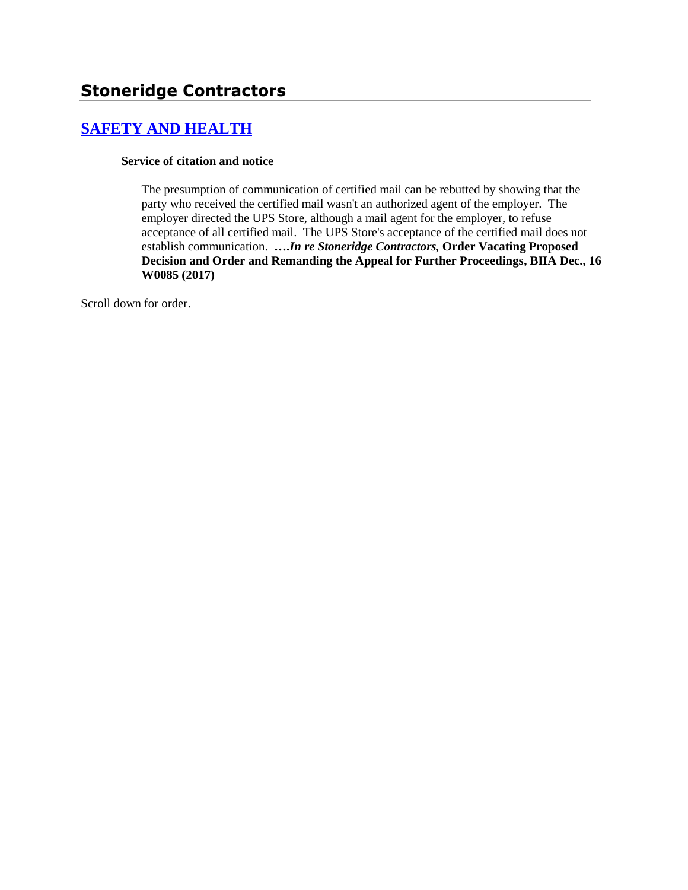# Stoneridge Contractors

## [SAFETY AND HEALTH]

**Service of citation and notice**

The presumption of communication of certified mail can be rebutted by showing that the party who received the certified mail wasn't an authorized agent of the employer. The employer directed the UPS Store, although a mail agent for the employer, to refuse acceptance of all certified mail. The UPS Store's acceptance of the certified mail does not establish communication. **….*In re Stoneridge Contractors,* Order Vacating Proposed Decision and Order and Remanding the Appeal for Further Proceedings, BIIA Dec., 16 W0085 (2017)**

Scroll down for order.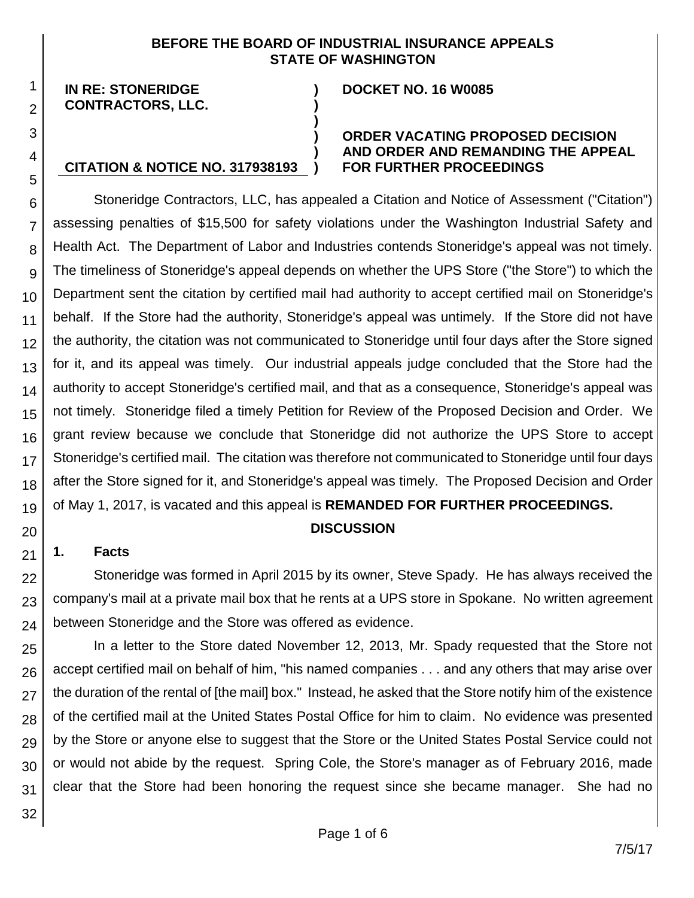**BEFORE THE BOARD OF INDUSTRIAL INSURANCE APPEALS**
**STATE OF WASHINGTON**

| | | |
|---|---|---|
| **IN RE: STONERIDGE CONTRACTORS, LLC.** | **)** | **DOCKET NO. 16 W0085** |
| | **)** | **ORDER VACATING PROPOSED DECISION AND ORDER AND REMANDING THE APPEAL FOR FURTHER PROCEEDINGS** |
| **CITATION & NOTICE NO. 317938193** | **)** | |

Stoneridge Contractors, LLC, has appealed a Citation and Notice of Assessment ("Citation") assessing penalties of $15,500 for safety violations under the Washington Industrial Safety and Health Act. The Department of Labor and Industries contends Stoneridge's appeal was not timely. The timeliness of Stoneridge's appeal depends on whether the UPS Store ("the Store") to which the Department sent the citation by certified mail had authority to accept certified mail on Stoneridge's behalf. If the Store had the authority, Stoneridge's appeal was untimely. If the Store did not have the authority, the citation was not communicated to Stoneridge until four days after the Store signed for it, and its appeal was timely. Our industrial appeals judge concluded that the Store had the authority to accept Stoneridge's certified mail, and that as a consequence, Stoneridge's appeal was not timely. Stoneridge filed a timely Petition for Review of the Proposed Decision and Order. We grant review because we conclude that Stoneridge did not authorize the UPS Store to accept Stoneridge's certified mail. The citation was therefore not communicated to Stoneridge until four days after the Store signed for it, and Stoneridge's appeal was timely. The Proposed Decision and Order of May 1, 2017, is vacated and this appeal is **REMANDED FOR FURTHER PROCEEDINGS.**

## DISCUSSION

### 1. Facts

Stoneridge was formed in April 2015 by its owner, Steve Spady. He has always received the company's mail at a private mail box that he rents at a UPS store in Spokane. No written agreement between Stoneridge and the Store was offered as evidence.

In a letter to the Store dated November 12, 2013, Mr. Spady requested that the Store not accept certified mail on behalf of him, "his named companies . . . and any others that may arise over the duration of the rental of [the mail] box." Instead, he asked that the Store notify him of the existence of the certified mail at the United States Postal Office for him to claim. No evidence was presented by the Store or anyone else to suggest that the Store or the United States Postal Service could not or would not abide by the request. Spring Cole, the Store's manager as of February 2016, made clear that the Store had been honoring the request since she became manager. She had no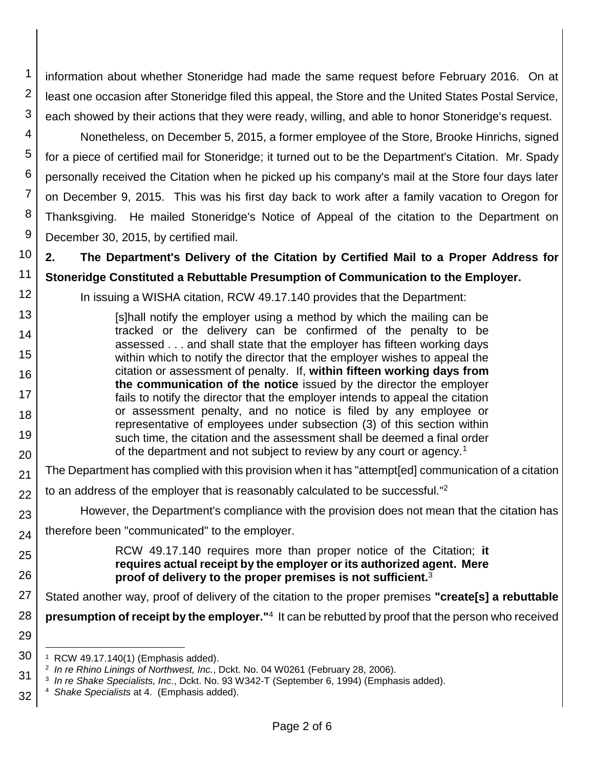information about whether Stoneridge had made the same request before February 2016. On at least one occasion after Stoneridge filed this appeal, the Store and the United States Postal Service, each showed by their actions that they were ready, willing, and able to honor Stoneridge's request.

Nonetheless, on December 5, 2015, a former employee of the Store, Brooke Hinrichs, signed for a piece of certified mail for Stoneridge; it turned out to be the Department's Citation. Mr. Spady personally received the Citation when he picked up his company's mail at the Store four days later on December 9, 2015. This was his first day back to work after a family vacation to Oregon for Thanksgiving. He mailed Stoneridge's Notice of Appeal of the citation to the Department on December 30, 2015, by certified mail.

**2. The Department's Delivery of the Citation by Certified Mail to a Proper Address for Stoneridge Constituted a Rebuttable Presumption of Communication to the Employer.**

In issuing a WISHA citation, RCW 49.17.140 provides that the Department:

> [s]hall notify the employer using a method by which the mailing can be tracked or the delivery can be confirmed of the penalty to be assessed . . . and shall state that the employer has fifteen working days within which to notify the director that the employer wishes to appeal the citation or assessment of penalty. If, **within fifteen working days from the communication of the notice** issued by the director the employer fails to notify the director that the employer intends to appeal the citation or assessment penalty, and no notice is filed by any employee or representative of employees under subsection (3) of this section within such time, the citation and the assessment shall be deemed a final order of the department and not subject to review by any court or agency.[1]

The Department has complied with this provision when it has "attempt[ed] communication of a citation to an address of the employer that is reasonably calculated to be successful."[2]

However, the Department's compliance with the provision does not mean that the citation has therefore been "communicated" to the employer.

> RCW 49.17.140 requires more than proper notice of the Citation; **it requires actual receipt by the employer or its authorized agent. Mere proof of delivery to the proper premises is not sufficient.**[3]

Stated another way, proof of delivery of the citation to the proper premises **"create[s] a rebuttable presumption of receipt by the employer."**[4] It can be rebutted by proof that the person who received

---

[1] RCW 49.17.140(1) (Emphasis added).

[2] *In re Rhino Linings of Northwest, Inc.*, Dckt. No. 04 W0261 (February 28, 2006).

[3] *In re Shake Specialists, Inc*., Dckt. No. 93 W342-T (September 6, 1994) (Emphasis added).

[4] *Shake Specialists* at 4. (Emphasis added).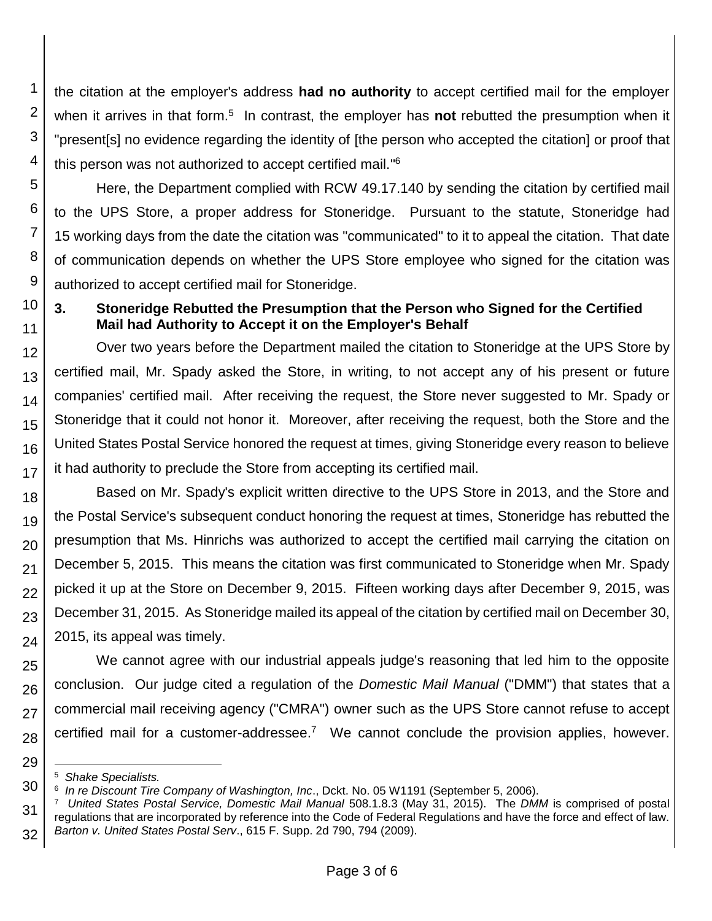the citation at the employer's address **had no authority** to accept certified mail for the employer when it arrives in that form.[5] In contrast, the employer has **not** rebutted the presumption when it "present[s] no evidence regarding the identity of [the person who accepted the citation] or proof that this person was not authorized to accept certified mail."[6]

Here, the Department complied with RCW 49.17.140 by sending the citation by certified mail to the UPS Store, a proper address for Stoneridge. Pursuant to the statute, Stoneridge had 15 working days from the date the citation was "communicated" to it to appeal the citation. That date of communication depends on whether the UPS Store employee who signed for the citation was authorized to accept certified mail for Stoneridge.

### 3. Stoneridge Rebutted the Presumption that the Person who Signed for the Certified Mail had Authority to Accept it on the Employer's Behalf

Over two years before the Department mailed the citation to Stoneridge at the UPS Store by certified mail, Mr. Spady asked the Store, in writing, to not accept any of his present or future companies' certified mail. After receiving the request, the Store never suggested to Mr. Spady or Stoneridge that it could not honor it. Moreover, after receiving the request, both the Store and the United States Postal Service honored the request at times, giving Stoneridge every reason to believe it had authority to preclude the Store from accepting its certified mail.

Based on Mr. Spady's explicit written directive to the UPS Store in 2013, and the Store and the Postal Service's subsequent conduct honoring the request at times, Stoneridge has rebutted the presumption that Ms. Hinrichs was authorized to accept the certified mail carrying the citation on December 5, 2015. This means the citation was first communicated to Stoneridge when Mr. Spady picked it up at the Store on December 9, 2015. Fifteen working days after December 9, 2015, was December 31, 2015. As Stoneridge mailed its appeal of the citation by certified mail on December 30, 2015, its appeal was timely.

We cannot agree with our industrial appeals judge's reasoning that led him to the opposite conclusion. Our judge cited a regulation of the *Domestic Mail Manual* ("DMM") that states that a commercial mail receiving agency ("CMRA") owner such as the UPS Store cannot refuse to accept certified mail for a customer-addressee.[7] We cannot conclude the provision applies, however.

---

[5] *Shake Specialists.*

[6] *In re Discount Tire Company of Washington, Inc*., Dckt. No. 05 W1191 (September 5, 2006).

[7] *United States Postal Service, Domestic Mail Manual* 508.1.8.3 (May 31, 2015). The *DMM* is comprised of postal regulations that are incorporated by reference into the Code of Federal Regulations and have the force and effect of law. *Barton v. United States Postal Serv*., 615 F. Supp. 2d 790, 794 (2009).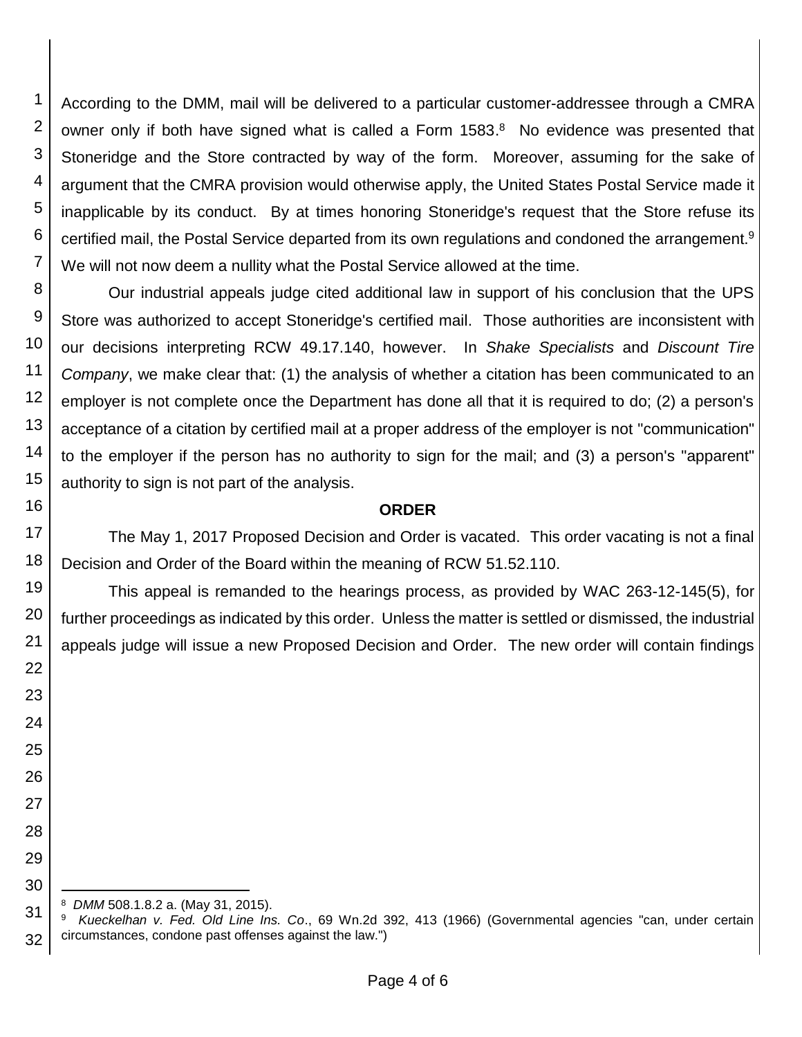According to the DMM, mail will be delivered to a particular customer-addressee through a CMRA owner only if both have signed what is called a Form 1583.[8] No evidence was presented that Stoneridge and the Store contracted by way of the form. Moreover, assuming for the sake of argument that the CMRA provision would otherwise apply, the United States Postal Service made it inapplicable by its conduct. By at times honoring Stoneridge's request that the Store refuse its certified mail, the Postal Service departed from its own regulations and condoned the arrangement.[9] We will not now deem a nullity what the Postal Service allowed at the time.

Our industrial appeals judge cited additional law in support of his conclusion that the UPS Store was authorized to accept Stoneridge's certified mail. Those authorities are inconsistent with our decisions interpreting RCW 49.17.140, however. In *Shake Specialists* and *Discount Tire Company*, we make clear that: (1) the analysis of whether a citation has been communicated to an employer is not complete once the Department has done all that it is required to do; (2) a person's acceptance of a citation by certified mail at a proper address of the employer is not "communication" to the employer if the person has no authority to sign for the mail; and (3) a person's "apparent" authority to sign is not part of the analysis.

**ORDER**

The May 1, 2017 Proposed Decision and Order is vacated. This order vacating is not a final Decision and Order of the Board within the meaning of RCW 51.52.110.

This appeal is remanded to the hearings process, as provided by WAC 263-12-145(5), for further proceedings as indicated by this order. Unless the matter is settled or dismissed, the industrial appeals judge will issue a new Proposed Decision and Order. The new order will contain findings

---

[8] *DMM* 508.1.8.2 a. (May 31, 2015).

[9] *Kueckelhan v. Fed. Old Line Ins. Co*., 69 Wn.2d 392, 413 (1966) (Governmental agencies "can, under certain circumstances, condone past offenses against the law.")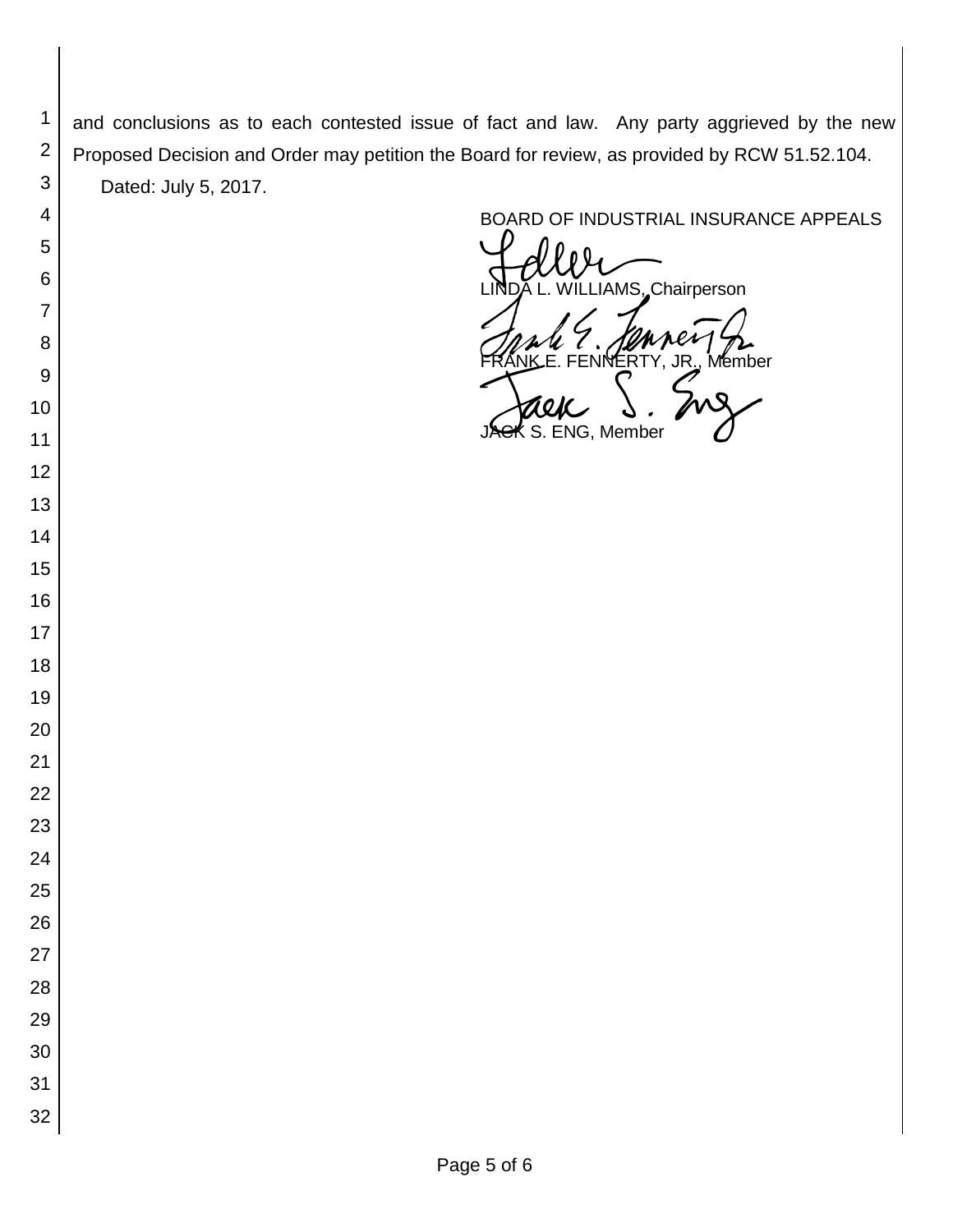and conclusions as to each contested issue of fact and law. Any party aggrieved by the new Proposed Decision and Order may petition the Board for review, as provided by RCW 51.52.104.

Dated: July 5, 2017.

BOARD OF INDUSTRIAL INSURANCE APPEALS

LINDA L. WILLIAMS, Chairperson

FRANK E. FENNERTY, JR., Member

JACK S. ENG, Member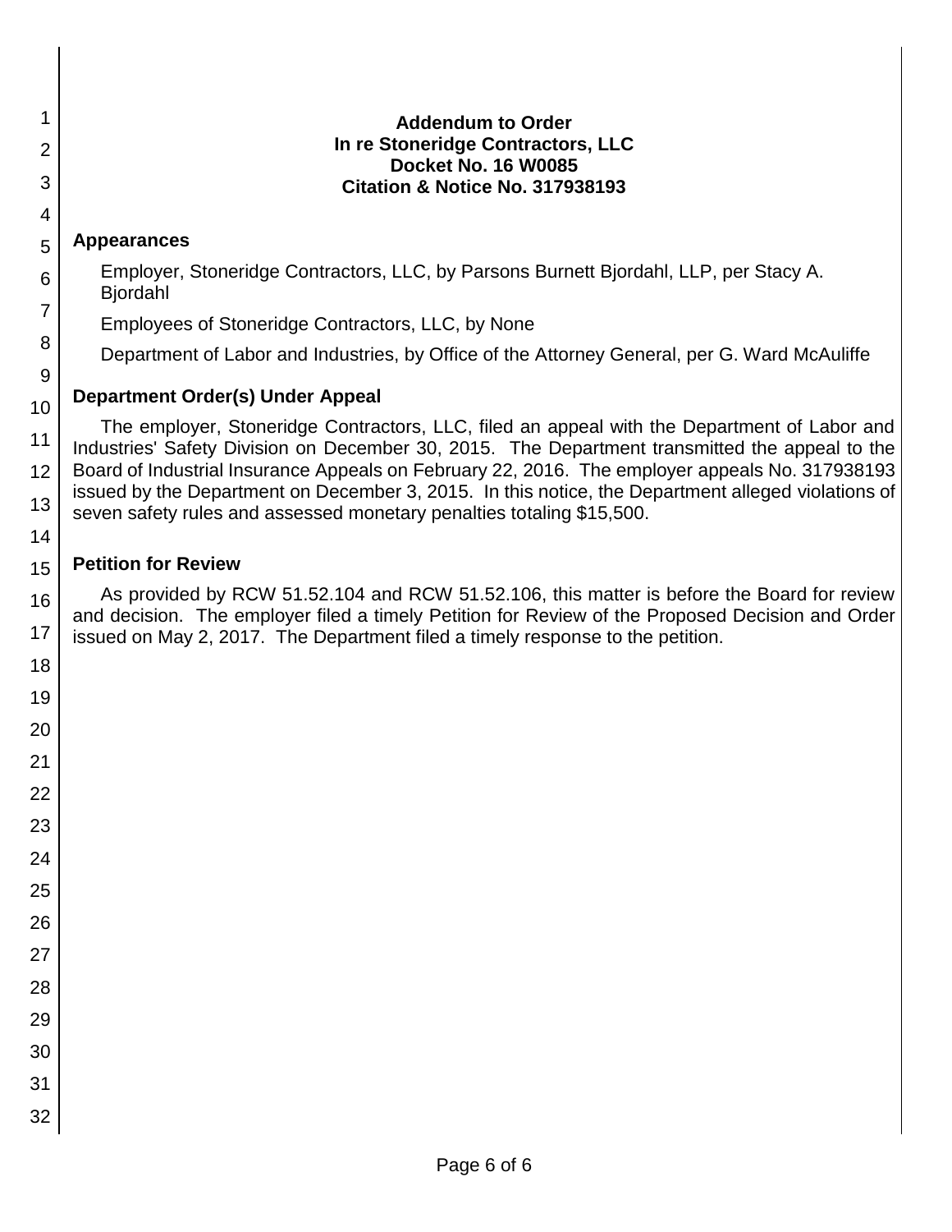**Addendum to Order**
**In re Stoneridge Contractors, LLC**
**Docket No. 16 W0085**
**Citation & Notice No. 317938193**

## Appearances

Employer, Stoneridge Contractors, LLC, by Parsons Burnett Bjordahl, LLP, per Stacy A. Bjordahl

Employees of Stoneridge Contractors, LLC, by None

Department of Labor and Industries, by Office of the Attorney General, per G. Ward McAuliffe

## Department Order(s) Under Appeal

The employer, Stoneridge Contractors, LLC, filed an appeal with the Department of Labor and Industries' Safety Division on December 30, 2015. The Department transmitted the appeal to the Board of Industrial Insurance Appeals on February 22, 2016. The employer appeals No. 317938193 issued by the Department on December 3, 2015. In this notice, the Department alleged violations of seven safety rules and assessed monetary penalties totaling $15,500.

## Petition for Review

As provided by RCW 51.52.104 and RCW 51.52.106, this matter is before the Board for review and decision. The employer filed a timely Petition for Review of the Proposed Decision and Order issued on May 2, 2017. The Department filed a timely response to the petition.